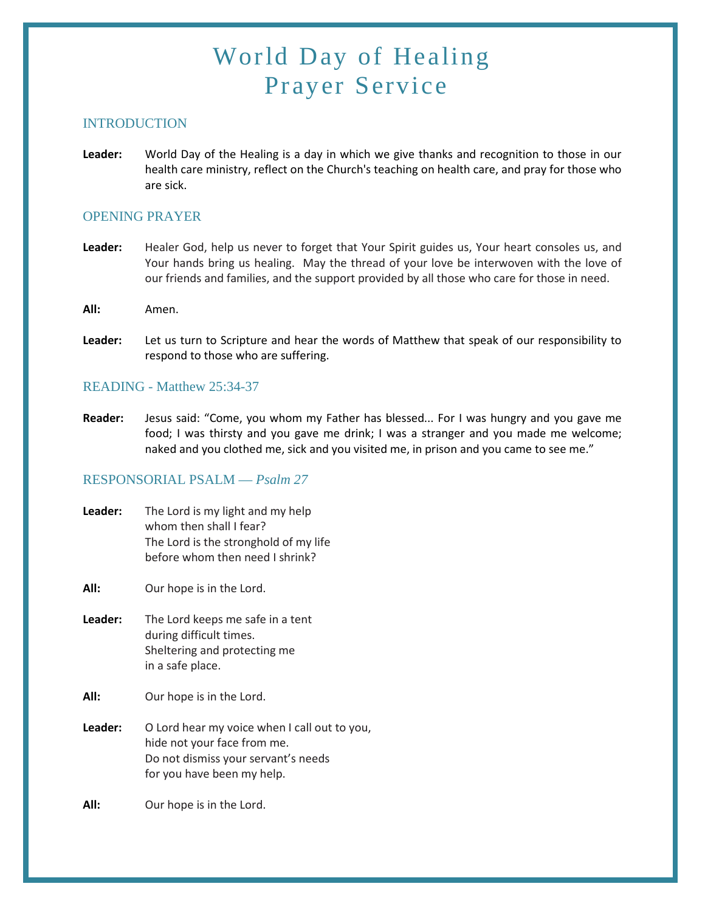# World Day of Healing Prayer Service

## INTRODUCTION

**Leader:** World Day of the Healing is a day in which we give thanks and recognition to those in our health care ministry, reflect on the Church's teaching on health care, and pray for those who are sick.

## OPENING PRAYER

**Leader:** Healer God, help us never to forget that Your Spirit guides us, Your heart consoles us, and Your hands bring us healing. May the thread of your love be interwoven with the love of our friends and families, and the support provided by all those who care for those in need.

**All:** Amen.

**Leader:** Let us turn to Scripture and hear the words of Matthew that speak of our responsibility to respond to those who are suffering.

## READING - Matthew 25:34-37

**Reader:** Jesus said: "Come, you whom my Father has blessed... For I was hungry and you gave me food; I was thirsty and you gave me drink; I was a stranger and you made me welcome; naked and you clothed me, sick and you visited me, in prison and you came to see me."

## RESPONSORIAL PSALM — *Psalm 27*

**Leader:** The Lord is my light and my help
whom then shall I fear?
The Lord is the stronghold of my life
before whom then need I shrink?

**All:** Our hope is in the Lord.

**Leader:** The Lord keeps me safe in a tent
during difficult times.
Sheltering and protecting me
in a safe place.

**All:** Our hope is in the Lord.

**Leader:** O Lord hear my voice when I call out to you,
hide not your face from me.
Do not dismiss your servant's needs
for you have been my help.

**All:** Our hope is in the Lord.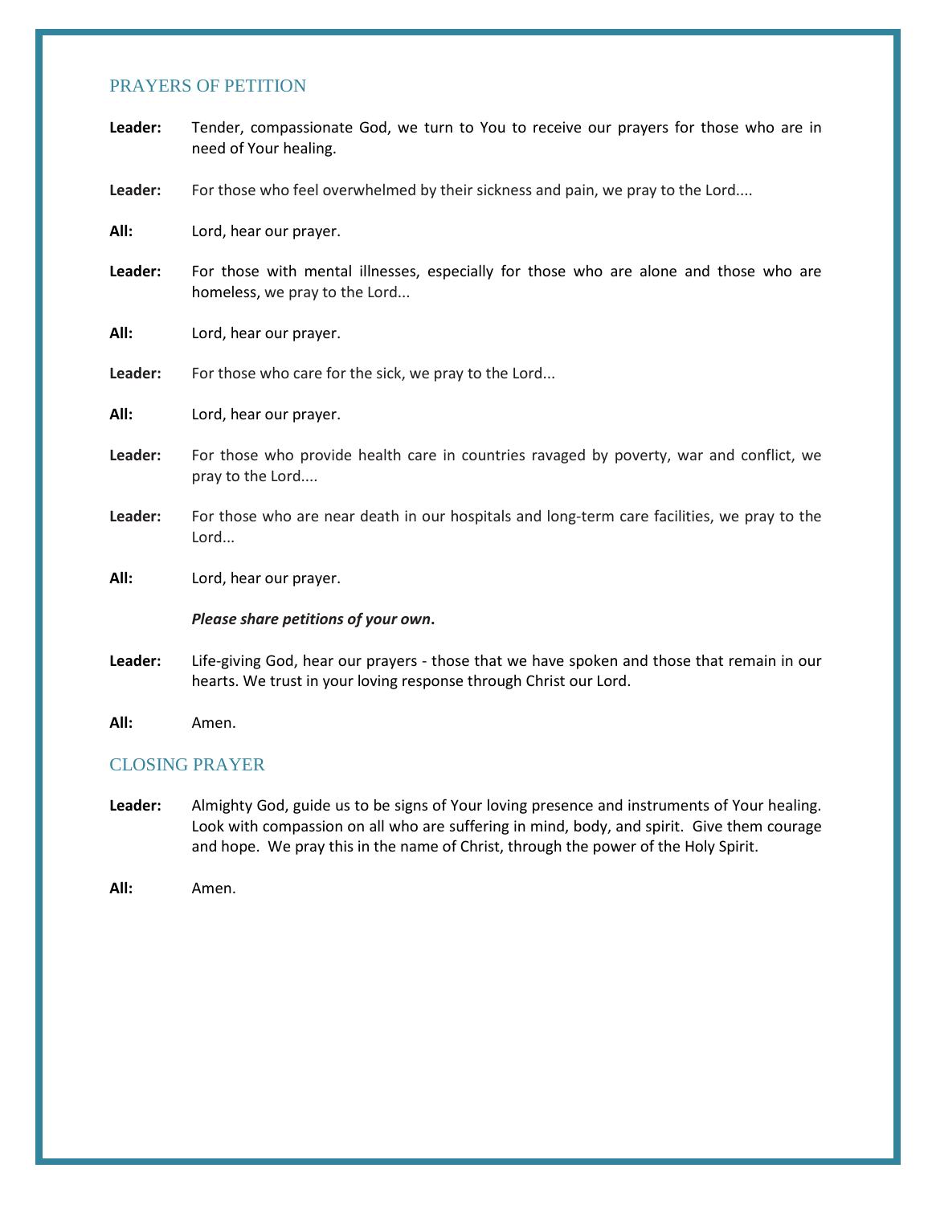## PRAYERS OF PETITION

**Leader:** Tender, compassionate God, we turn to You to receive our prayers for those who are in need of Your healing.

**Leader:** For those who feel overwhelmed by their sickness and pain, we pray to the Lord....

**All:** Lord, hear our prayer.

**Leader:** For those with mental illnesses, especially for those who are alone and those who are homeless, we pray to the Lord...

**All:** Lord, hear our prayer.

**Leader:** For those who care for the sick, we pray to the Lord...

**All:** Lord, hear our prayer.

**Leader:** For those who provide health care in countries ravaged by poverty, war and conflict, we pray to the Lord....

**Leader:** For those who are near death in our hospitals and long-term care facilities, we pray to the Lord...

**All:** Lord, hear our prayer.

***Please share petitions of your own*.**

**Leader:** Life-giving God, hear our prayers - those that we have spoken and those that remain in our hearts. We trust in your loving response through Christ our Lord.

**All:** Amen.

## CLOSING PRAYER

**Leader:** Almighty God, guide us to be signs of Your loving presence and instruments of Your healing. Look with compassion on all who are suffering in mind, body, and spirit. Give them courage and hope. We pray this in the name of Christ, through the power of the Holy Spirit.

**All:** Amen.